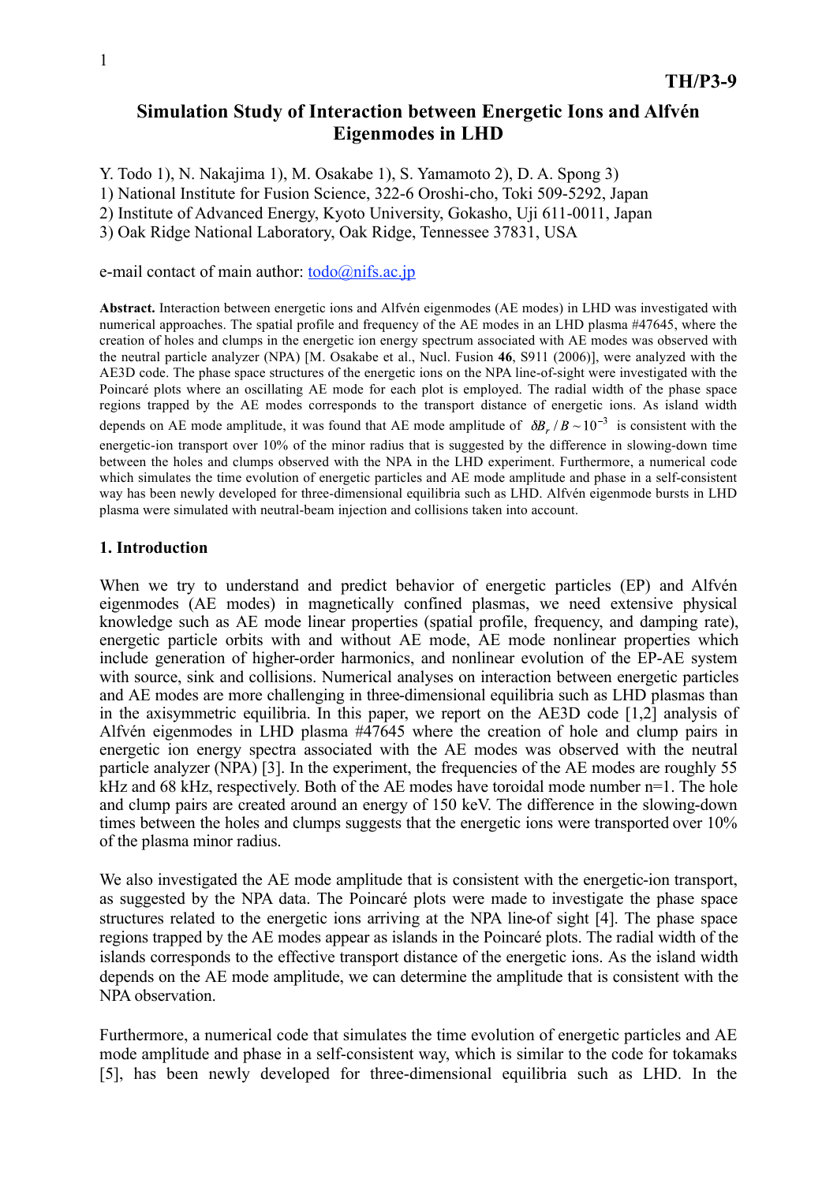# Simulation Study of Interaction between Energetic Ions and Alfvén Eigenmodes in LHD

Y. Todo 1), N. Nakajima 1), M. Osakabe 1), S. Yamamoto 2), D. A. Spong 3)

1) National Institute for Fusion Science, 322-6 Oroshi-cho, Toki 509-5292, Japan
2) Institute of Advanced Energy, Kyoto University, Gokasho, Uji 611-0011, Japan
3) Oak Ridge National Laboratory, Oak Ridge, Tennessee 37831, USA

e-mail contact of main author: todo@nifs.ac.jp

**Abstract.** Interaction between energetic ions and Alfvén eigenmodes (AE modes) in LHD was investigated with numerical approaches. The spatial profile and frequency of the AE modes in an LHD plasma #47645, where the creation of holes and clumps in the energetic ion energy spectrum associated with AE modes was observed with the neutral particle analyzer (NPA) [M. Osakabe et al., Nucl. Fusion **46**, S911 (2006)], were analyzed with the AE3D code. The phase space structures of the energetic ions on the NPA line-of-sight were investigated with the Poincaré plots where an oscillating AE mode for each plot is employed. The radial width of the phase space regions trapped by the AE modes corresponds to the transport distance of energetic ions. As island width depends on AE mode amplitude, it was found that AE mode amplitude of $\delta B_r / B \sim 10^{-3}$ is consistent with the energetic-ion transport over 10% of the minor radius that is suggested by the difference in slowing-down time between the holes and clumps observed with the NPA in the LHD experiment. Furthermore, a numerical code which simulates the time evolution of energetic particles and AE mode amplitude and phase in a self-consistent way has been newly developed for three-dimensional equilibria such as LHD. Alfvén eigenmode bursts in LHD plasma were simulated with neutral-beam injection and collisions taken into account.

## 1. Introduction

When we try to understand and predict behavior of energetic particles (EP) and Alfvén eigenmodes (AE modes) in magnetically confined plasmas, we need extensive physical knowledge such as AE mode linear properties (spatial profile, frequency, and damping rate), energetic particle orbits with and without AE mode, AE mode nonlinear properties which include generation of higher-order harmonics, and nonlinear evolution of the EP-AE system with source, sink and collisions. Numerical analyses on interaction between energetic particles and AE modes are more challenging in three-dimensional equilibria such as LHD plasmas than in the axisymmetric equilibria. In this paper, we report on the AE3D code [1,2] analysis of Alfvén eigenmodes in LHD plasma #47645 where the creation of hole and clump pairs in energetic ion energy spectra associated with the AE modes was observed with the neutral particle analyzer (NPA) [3]. In the experiment, the frequencies of the AE modes are roughly 55 kHz and 68 kHz, respectively. Both of the AE modes have toroidal mode number n=1. The hole and clump pairs are created around an energy of 150 keV. The difference in the slowing-down times between the holes and clumps suggests that the energetic ions were transported over 10% of the plasma minor radius.

We also investigated the AE mode amplitude that is consistent with the energetic-ion transport, as suggested by the NPA data. The Poincaré plots were made to investigate the phase space structures related to the energetic ions arriving at the NPA line-of sight [4]. The phase space regions trapped by the AE modes appear as islands in the Poincaré plots. The radial width of the islands corresponds to the effective transport distance of the energetic ions. As the island width depends on the AE mode amplitude, we can determine the amplitude that is consistent with the NPA observation.

Furthermore, a numerical code that simulates the time evolution of energetic particles and AE mode amplitude and phase in a self-consistent way, which is similar to the code for tokamaks [5], has been newly developed for three-dimensional equilibria such as LHD. In the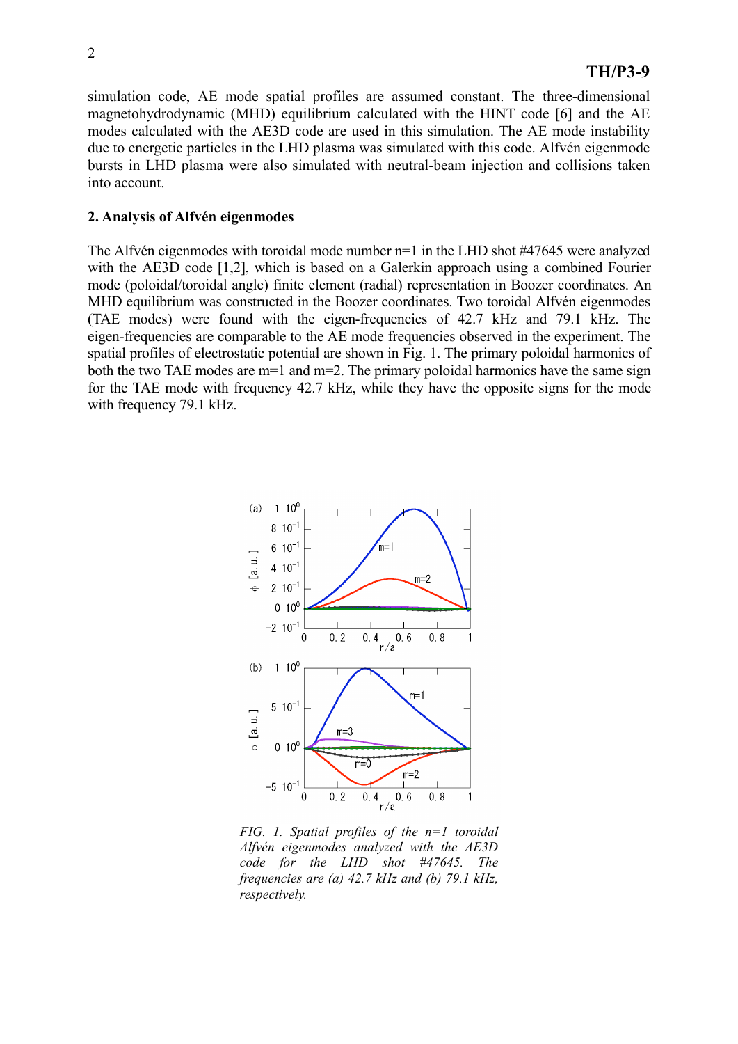simulation code, AE mode spatial profiles are assumed constant. The three-dimensional magnetohydrodynamic (MHD) equilibrium calculated with the HINT code [6] and the AE modes calculated with the AE3D code are used in this simulation. The AE mode instability due to energetic particles in the LHD plasma was simulated with this code. Alfvén eigenmode bursts in LHD plasma were also simulated with neutral-beam injection and collisions taken into account.

## 2. Analysis of Alfvén eigenmodes

The Alfvén eigenmodes with toroidal mode number n=1 in the LHD shot #47645 were analyzed with the AE3D code [1,2], which is based on a Galerkin approach using a combined Fourier mode (poloidal/toroidal angle) finite element (radial) representation in Boozer coordinates. An MHD equilibrium was constructed in the Boozer coordinates. Two toroidal Alfvén eigenmodes (TAE modes) were found with the eigen-frequencies of 42.7 kHz and 79.1 kHz. The eigen-frequencies are comparable to the AE mode frequencies observed in the experiment. The spatial profiles of electrostatic potential are shown in Fig. 1. The primary poloidal harmonics of both the two TAE modes are m=1 and m=2. The primary poloidal harmonics have the same sign for the TAE mode with frequency 42.7 kHz, while they have the opposite signs for the mode with frequency 79.1 kHz.

*FIG. 1. Spatial profiles of the n=1 toroidal Alfvén eigenmodes analyzed with the AE3D code for the LHD shot #47645. The frequencies are (a) 42.7 kHz and (b) 79.1 kHz, respectively.*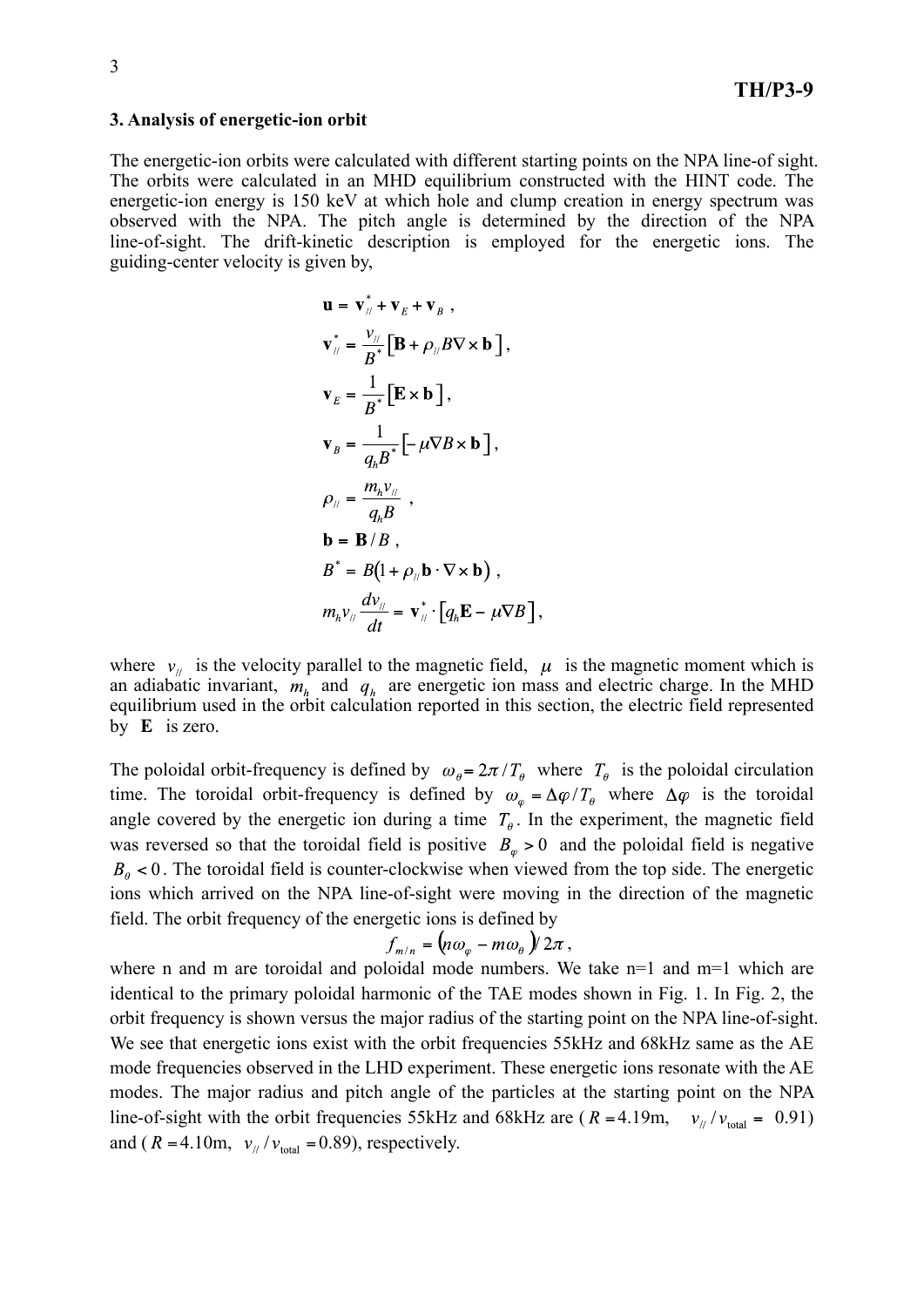### 3. Analysis of energetic-ion orbit

The energetic-ion orbits were calculated with different starting points on the NPA line-of sight. The orbits were calculated in an MHD equilibrium constructed with the HINT code. The energetic-ion energy is 150 keV at which hole and clump creation in energy spectrum was observed with the NPA. The pitch angle is determined by the direction of the NPA line-of-sight. The drift-kinetic description is employed for the energetic ions. The guiding-center velocity is given by,

$$\mathbf{u} = \mathbf{v}_{//}^{*} + \mathbf{v}_{E} + \mathbf{v}_{B} \ ,$$

$$\mathbf{v}_{//}^{*} = \frac{v_{//}}{B^{*}}\left[\mathbf{B} + \rho_{//} B \nabla \times \mathbf{b}\right],$$

$$\mathbf{v}_{E} = \frac{1}{B^{*}}\left[\mathbf{E} \times \mathbf{b}\right],$$

$$\mathbf{v}_{B} = \frac{1}{q_{h} B^{*}}\left[-\mu \nabla B \times \mathbf{b}\right],$$

$$\rho_{//} = \frac{m_{h} v_{//}}{q_{h} B} \ ,$$

$$\mathbf{b} = \mathbf{B}/B \ ,$$

$$B^{*} = B\left(1 + \rho_{//} \mathbf{b} \cdot \nabla \times \mathbf{b}\right) \ ,$$

$$m_{h} v_{//} \frac{d v_{//}}{dt} = \mathbf{v}_{//}^{*} \cdot \left[q_{h} \mathbf{E} - \mu \nabla B\right],$$

where $v_{//}$ is the velocity parallel to the magnetic field, $\mu$ is the magnetic moment which is an adiabatic invariant, $m_h$ and $q_h$ are energetic ion mass and electric charge. In the MHD equilibrium used in the orbit calculation reported in this section, the electric field represented by $\mathbf{E}$ is zero.

The poloidal orbit-frequency is defined by $\omega_\theta = 2\pi / T_\theta$ where $T_\theta$ is the poloidal circulation time. The toroidal orbit-frequency is defined by $\omega_\varphi = \Delta\varphi / T_\theta$ where $\Delta\varphi$ is the toroidal angle covered by the energetic ion during a time $T_\theta$. In the experiment, the magnetic field was reversed so that the toroidal field is positive $B_\varphi > 0$ and the poloidal field is negative $B_\theta < 0$. The toroidal field is counter-clockwise when viewed from the top side. The energetic ions which arrived on the NPA line-of-sight were moving in the direction of the magnetic field. The orbit frequency of the energetic ions is defined by

$$f_{m/n} = \left(n\omega_\varphi - m\omega_\theta\right)/2\pi \ ,$$

where n and m are toroidal and poloidal mode numbers. We take n=1 and m=1 which are identical to the primary poloidal harmonic of the TAE modes shown in Fig. 1. In Fig. 2, the orbit frequency is shown versus the major radius of the starting point on the NPA line-of-sight. We see that energetic ions exist with the orbit frequencies 55kHz and 68kHz same as the AE mode frequencies observed in the LHD experiment. These energetic ions resonate with the AE modes. The major radius and pitch angle of the particles at the starting point on the NPA line-of-sight with the orbit frequencies 55kHz and 68kHz are ($R = 4.19$m, $v_{//}/v_{\mathrm{total}} = 0.91$) and ($R = 4.10$m, $v_{//}/v_{\mathrm{total}} = 0.89$), respectively.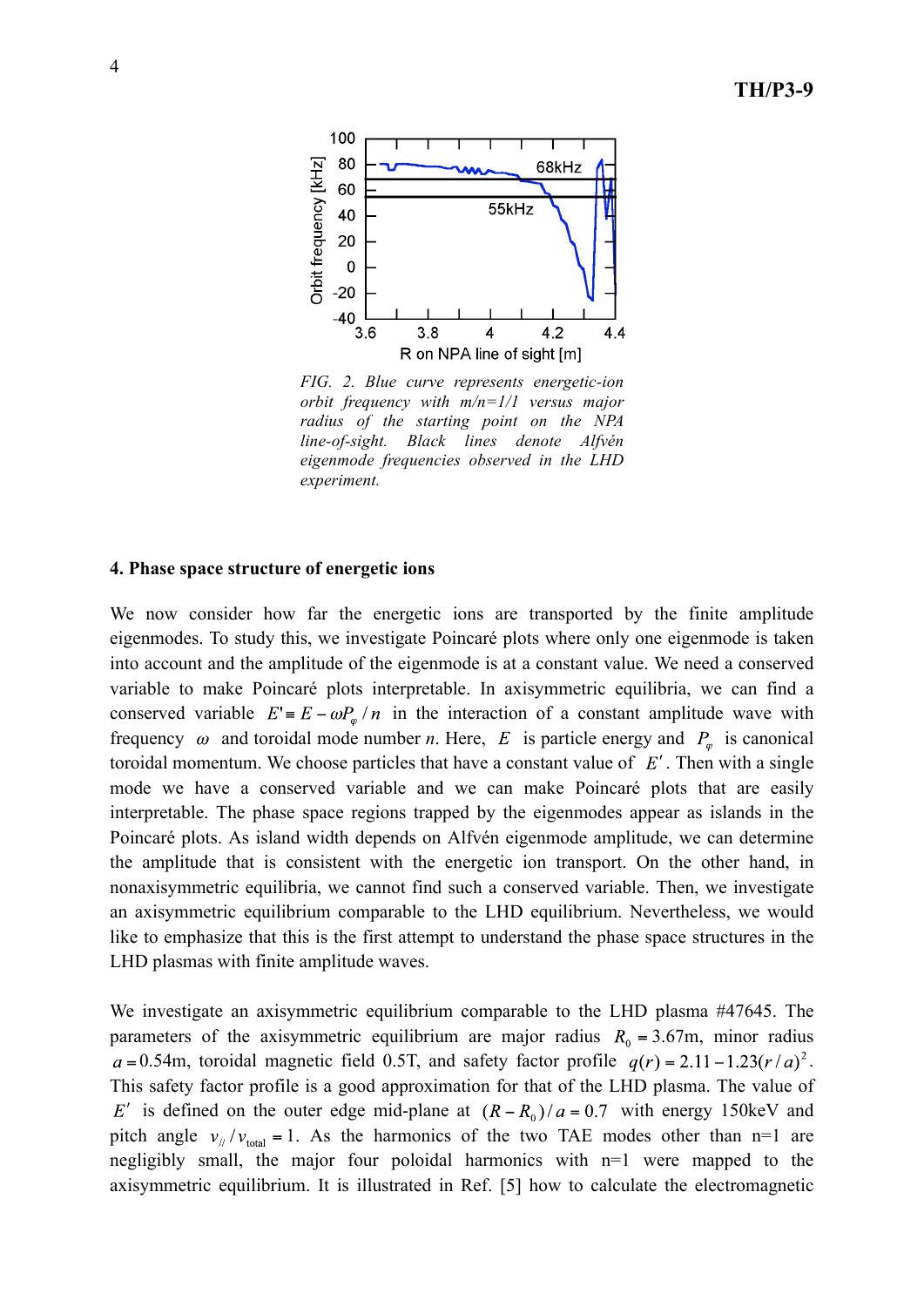FIG. 2. *Blue curve represents energetic-ion orbit frequency with m/n=1/1 versus major radius of the starting point on the NPA line-of-sight. Black lines denote Alfvén eigenmode frequencies observed in the LHD experiment.*

## 4. Phase space structure of energetic ions

We now consider how far the energetic ions are transported by the finite amplitude eigenmodes. To study this, we investigate Poincaré plots where only one eigenmode is taken into account and the amplitude of the eigenmode is at a constant value. We need a conserved variable to make Poincaré plots interpretable. In axisymmetric equilibria, we can find a conserved variable $E' \equiv E - \omega P_\varphi / n$ in the interaction of a constant amplitude wave with frequency $\omega$ and toroidal mode number $n$. Here, $E$ is particle energy and $P_\varphi$ is canonical toroidal momentum. We choose particles that have a constant value of $E'$. Then with a single mode we have a conserved variable and we can make Poincaré plots that are easily interpretable. The phase space regions trapped by the eigenmodes appear as islands in the Poincaré plots. As island width depends on Alfvén eigenmode amplitude, we can determine the amplitude that is consistent with the energetic ion transport. On the other hand, in nonaxisymmetric equilibria, we cannot find such a conserved variable. Then, we investigate an axisymmetric equilibrium comparable to the LHD equilibrium. Nevertheless, we would like to emphasize that this is the first attempt to understand the phase space structures in the LHD plasmas with finite amplitude waves.

We investigate an axisymmetric equilibrium comparable to the LHD plasma #47645. The parameters of the axisymmetric equilibrium are major radius $R_0 = 3.67$m, minor radius $a = 0.54$m, toroidal magnetic field 0.5T, and safety factor profile $q(r) = 2.11 - 1.23(r/a)^2$. This safety factor profile is a good approximation for that of the LHD plasma. The value of $E'$ is defined on the outer edge mid-plane at $(R - R_0)/a = 0.7$ with energy 150keV and pitch angle $v_{//}/v_{\mathrm{total}} = 1$. As the harmonics of the two TAE modes other than n=1 are negligibly small, the major four poloidal harmonics with n=1 were mapped to the axisymmetric equilibrium. It is illustrated in Ref. [5] how to calculate the electromagnetic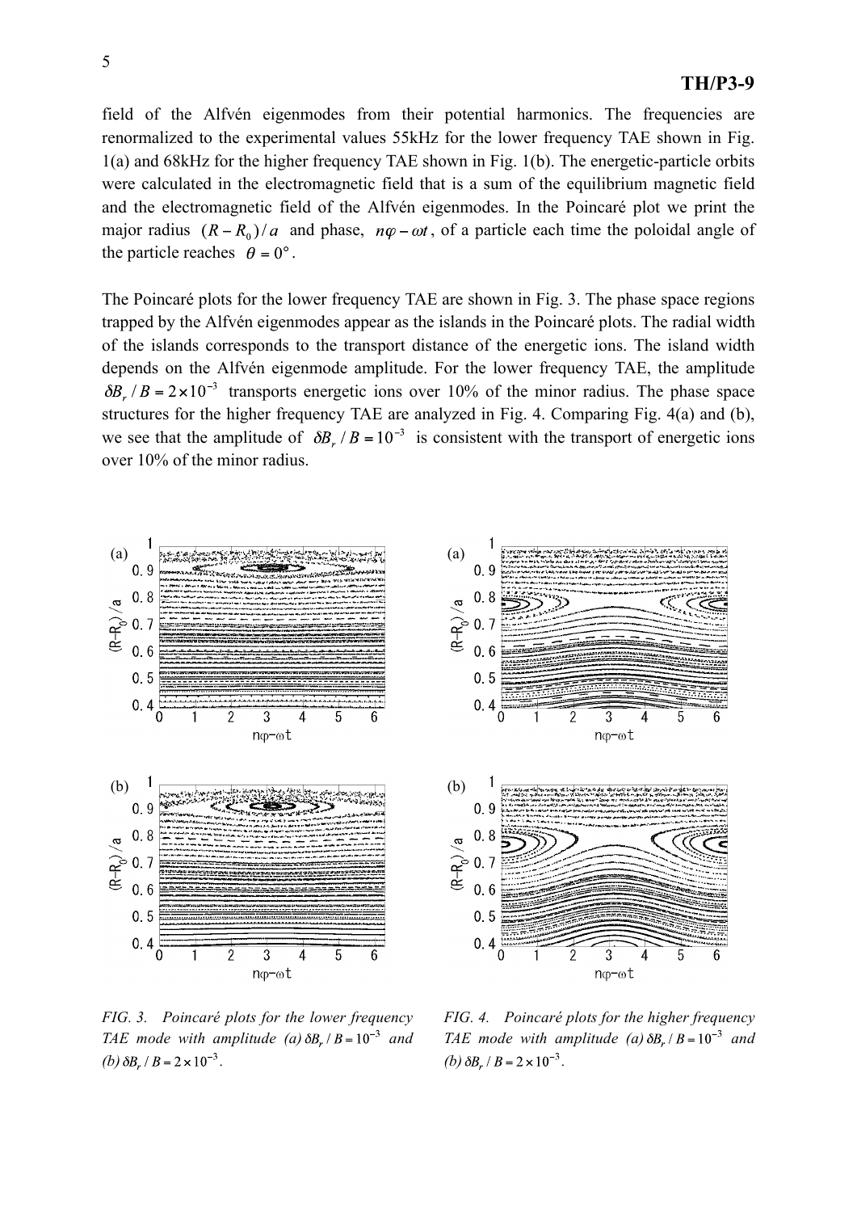field of the Alfvén eigenmodes from their potential harmonics. The frequencies are renormalized to the experimental values 55kHz for the lower frequency TAE shown in Fig. 1(a) and 68kHz for the higher frequency TAE shown in Fig. 1(b). The energetic-particle orbits were calculated in the electromagnetic field that is a sum of the equilibrium magnetic field and the electromagnetic field of the Alfvén eigenmodes. In the Poincaré plot we print the major radius $(R - R_0)/a$ and phase, $n\varphi - \omega t$, of a particle each time the poloidal angle of the particle reaches $\theta = 0°$.

The Poincaré plots for the lower frequency TAE are shown in Fig. 3. The phase space regions trapped by the Alfvén eigenmodes appear as the islands in the Poincaré plots. The radial width of the islands corresponds to the transport distance of the energetic ions. The island width depends on the Alfvén eigenmode amplitude. For the lower frequency TAE, the amplitude $\delta B_r / B = 2 \times 10^{-3}$ transports energetic ions over 10% of the minor radius. The phase space structures for the higher frequency TAE are analyzed in Fig. 4. Comparing Fig. 4(a) and (b), we see that the amplitude of $\delta B_r / B = 10^{-3}$ is consistent with the transport of energetic ions over 10% of the minor radius.

*FIG. 3. Poincaré plots for the lower frequency TAE mode with amplitude (a) $\delta B_r / B = 10^{-3}$ and (b) $\delta B_r / B = 2 \times 10^{-3}$.*

*FIG. 4. Poincaré plots for the higher frequency TAE mode with amplitude (a) $\delta B_r / B = 10^{-3}$ and (b) $\delta B_r / B = 2 \times 10^{-3}$.*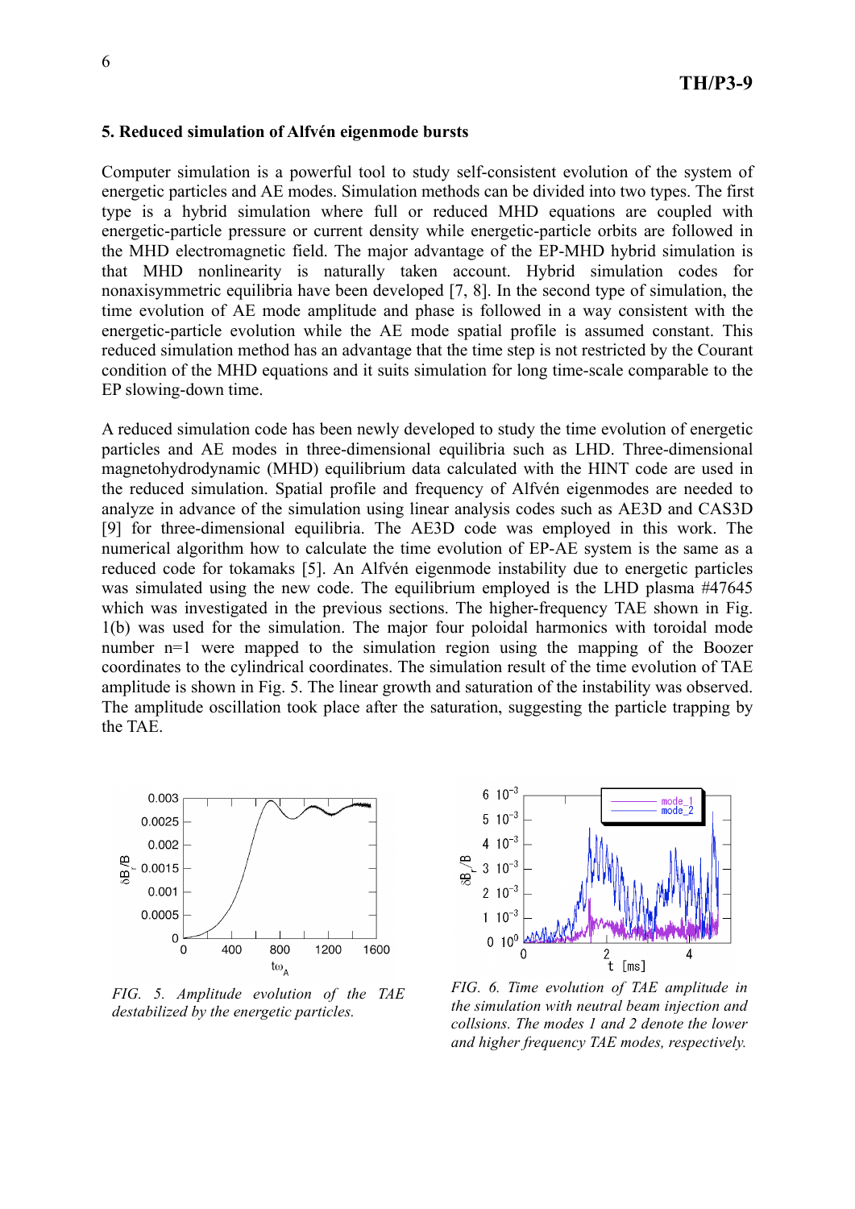## 5. Reduced simulation of Alfvén eigenmode bursts

Computer simulation is a powerful tool to study self-consistent evolution of the system of energetic particles and AE modes. Simulation methods can be divided into two types. The first type is a hybrid simulation where full or reduced MHD equations are coupled with energetic-particle pressure or current density while energetic-particle orbits are followed in the MHD electromagnetic field. The major advantage of the EP-MHD hybrid simulation is that MHD nonlinearity is naturally taken account. Hybrid simulation codes for nonaxisymmetric equilibria have been developed [7, 8]. In the second type of simulation, the time evolution of AE mode amplitude and phase is followed in a way consistent with the energetic-particle evolution while the AE mode spatial profile is assumed constant. This reduced simulation method has an advantage that the time step is not restricted by the Courant condition of the MHD equations and it suits simulation for long time-scale comparable to the EP slowing-down time.

A reduced simulation code has been newly developed to study the time evolution of energetic particles and AE modes in three-dimensional equilibria such as LHD. Three-dimensional magnetohydrodynamic (MHD) equilibrium data calculated with the HINT code are used in the reduced simulation. Spatial profile and frequency of Alfvén eigenmodes are needed to analyze in advance of the simulation using linear analysis codes such as AE3D and CAS3D [9] for three-dimensional equilibria. The AE3D code was employed in this work. The numerical algorithm how to calculate the time evolution of EP-AE system is the same as a reduced code for tokamaks [5]. An Alfvén eigenmode instability due to energetic particles was simulated using the new code. The equilibrium employed is the LHD plasma #47645 which was investigated in the previous sections. The higher-frequency TAE shown in Fig. 1(b) was used for the simulation. The major four poloidal harmonics with toroidal mode number n=1 were mapped to the simulation region using the mapping of the Boozer coordinates to the cylindrical coordinates. The simulation result of the time evolution of TAE amplitude is shown in Fig. 5. The linear growth and saturation of the instability was observed. The amplitude oscillation took place after the saturation, suggesting the particle trapping by the TAE.

*FIG. 5. Amplitude evolution of the TAE destabilized by the energetic particles.*

*FIG. 6. Time evolution of TAE amplitude in the simulation with neutral beam injection and collsions. The modes 1 and 2 denote the lower and higher frequency TAE modes, respectively.*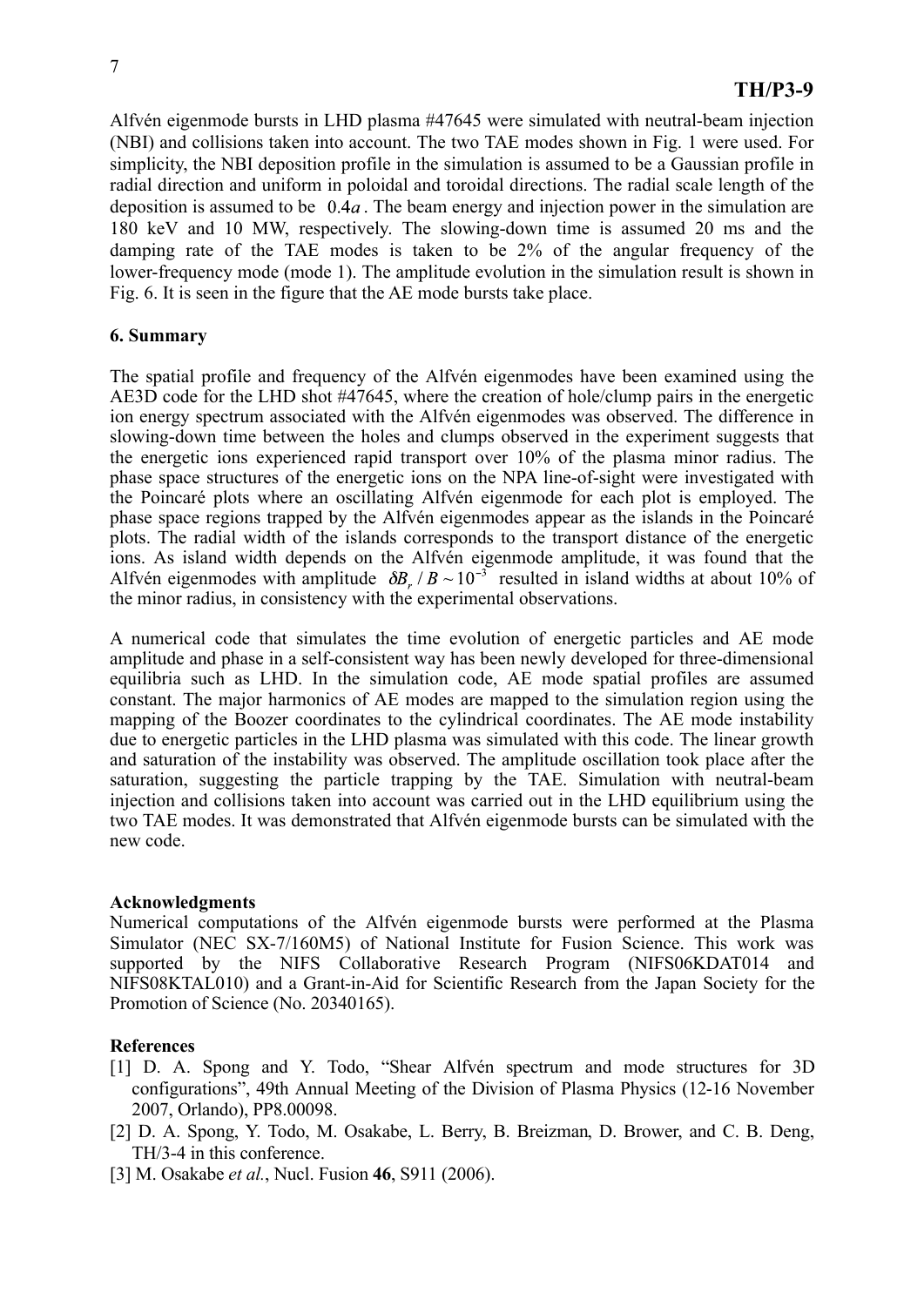Alfvén eigenmode bursts in LHD plasma #47645 were simulated with neutral-beam injection (NBI) and collisions taken into account. The two TAE modes shown in Fig. 1 were used. For simplicity, the NBI deposition profile in the simulation is assumed to be a Gaussian profile in radial direction and uniform in poloidal and toroidal directions. The radial scale length of the deposition is assumed to be $0.4a$. The beam energy and injection power in the simulation are 180 keV and 10 MW, respectively. The slowing-down time is assumed 20 ms and the damping rate of the TAE modes is taken to be 2% of the angular frequency of the lower-frequency mode (mode 1). The amplitude evolution in the simulation result is shown in Fig. 6. It is seen in the figure that the AE mode bursts take place.

### 6. Summary

The spatial profile and frequency of the Alfvén eigenmodes have been examined using the AE3D code for the LHD shot #47645, where the creation of hole/clump pairs in the energetic ion energy spectrum associated with the Alfvén eigenmodes was observed. The difference in slowing-down time between the holes and clumps observed in the experiment suggests that the energetic ions experienced rapid transport over 10% of the plasma minor radius. The phase space structures of the energetic ions on the NPA line-of-sight were investigated with the Poincaré plots where an oscillating Alfvén eigenmode for each plot is employed. The phase space regions trapped by the Alfvén eigenmodes appear as the islands in the Poincaré plots. The radial width of the islands corresponds to the transport distance of the energetic ions. As island width depends on the Alfvén eigenmode amplitude, it was found that the Alfvén eigenmodes with amplitude $\delta B_r / B \sim 10^{-3}$ resulted in island widths at about 10% of the minor radius, in consistency with the experimental observations.

A numerical code that simulates the time evolution of energetic particles and AE mode amplitude and phase in a self-consistent way has been newly developed for three-dimensional equilibria such as LHD. In the simulation code, AE mode spatial profiles are assumed constant. The major harmonics of AE modes are mapped to the simulation region using the mapping of the Boozer coordinates to the cylindrical coordinates. The AE mode instability due to energetic particles in the LHD plasma was simulated with this code. The linear growth and saturation of the instability was observed. The amplitude oscillation took place after the saturation, suggesting the particle trapping by the TAE. Simulation with neutral-beam injection and collisions taken into account was carried out in the LHD equilibrium using the two TAE modes. It was demonstrated that Alfvén eigenmode bursts can be simulated with the new code.

**Acknowledgments**

Numerical computations of the Alfvén eigenmode bursts were performed at the Plasma Simulator (NEC SX-7/160M5) of National Institute for Fusion Science. This work was supported by the NIFS Collaborative Research Program (NIFS06KDAT014 and NIFS08KTAL010) and a Grant-in-Aid for Scientific Research from the Japan Society for the Promotion of Science (No. 20340165).

**References**

[1] D. A. Spong and Y. Todo, "Shear Alfvén spectrum and mode structures for 3D configurations", 49th Annual Meeting of the Division of Plasma Physics (12-16 November 2007, Orlando), PP8.00098.

[2] D. A. Spong, Y. Todo, M. Osakabe, L. Berry, B. Breizman, D. Brower, and C. B. Deng, TH/3-4 in this conference.

[3] M. Osakabe *et al.*, Nucl. Fusion **46**, S911 (2006).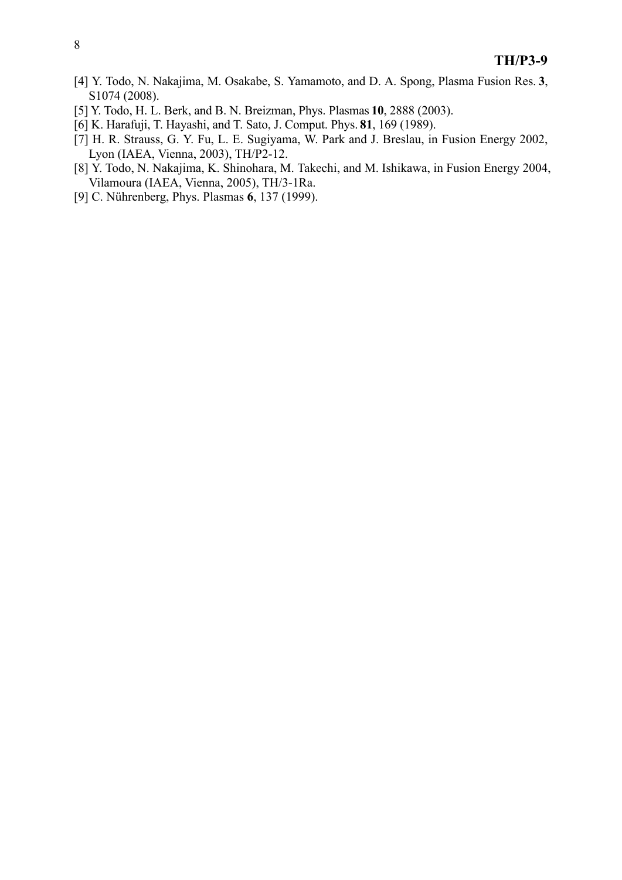[4] Y. Todo, N. Nakajima, M. Osakabe, S. Yamamoto, and D. A. Spong, Plasma Fusion Res. **3**, S1074 (2008).

[5] Y. Todo, H. L. Berk, and B. N. Breizman, Phys. Plasmas **10**, 2888 (2003).

[6] K. Harafuji, T. Hayashi, and T. Sato, J. Comput. Phys. **81**, 169 (1989).

[7] H. R. Strauss, G. Y. Fu, L. E. Sugiyama, W. Park and J. Breslau, in Fusion Energy 2002, Lyon (IAEA, Vienna, 2003), TH/P2-12.

[8] Y. Todo, N. Nakajima, K. Shinohara, M. Takechi, and M. Ishikawa, in Fusion Energy 2004, Vilamoura (IAEA, Vienna, 2005), TH/3-1Ra.

[9] C. Nührenberg, Phys. Plasmas **6**, 137 (1999).